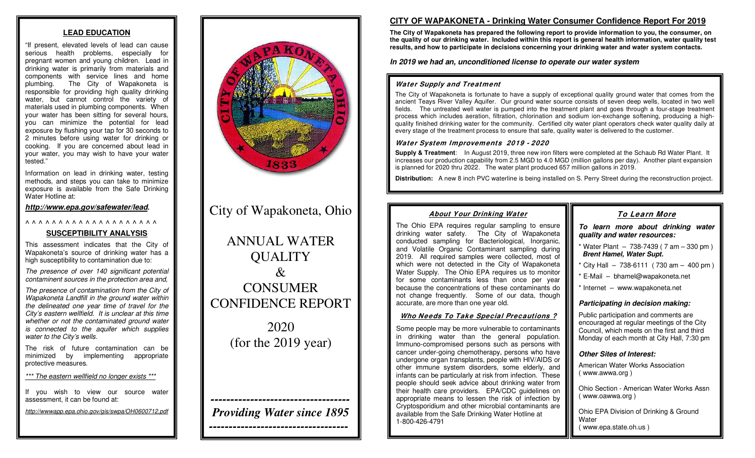## LEAD EDUCATION

"If present, elevated levels of lead can cause serious health problems, especially for pregnant women and young children. Lead in drinking water is primarily from materials and components with service lines and home plumbing. The City of Wapakoneta is responsible for providing high quality drinking water, but cannot control the variety of materials used in plumbing components. When your water has been sitting for several hours, you can minimize the potential for lead exposure by flushing your tap for 30 seconds to 2 minutes before using water for drinking or cooking. If you are concerned about lead in your water, you may wish to have your water tested."

Information on lead in drinking water, testing methods, and steps you can take to minimize exposure is available from the Safe Drinking Water Hotline at:

***http://www.epa.gov/safewater/lead.***

^ ^ ^ ^ ^ ^ ^ ^ ^ ^ ^ ^ ^ ^ ^ ^ ^ ^ ^

## SUSCEPTIBILITY ANALYSIS

This assessment indicates that the City of Wapakoneta's source of drinking water has a high susceptibility to contamination due to:

*The presence of over 140 significant potential contaminent sources in the protection area and,*

*The presence of contamination from the City of Wapakoneta Landfill in the ground water within the delineated one year time of travel for the City's eastern wellfield. It is unclear at this time whether or not the contaminated ground water is connected to the aquifer which supplies water to the City's wells.*

The risk of future contamination can be minimized by implementing appropriate protective measures.

*\*\*\* The eastern wellfield no longer exists \*\*\**

If you wish to view our source water assessment, it can be found at:

*http://wwwapp.epa.ohio.gov/gis/swpa/OH0600712.pdf*

---

City of Wapakoneta, Ohio

# ANNUAL WATER QUALITY & CONSUMER CONFIDENCE REPORT

2020
(for the 2019 year)

---

***Providing Water since 1895***

---

## CITY OF WAPAKONETA - Drinking Water Consumer Confidence Report For 2019

**The City of Wapakoneta has prepared the following report to provide information to you, the consumer, on the quality of our drinking water. Included within this report is general health information, water quality test results, and how to participate in decisions concerning your drinking water and water system contacts.**

***In 2019 we had an, unconditioned license to operate our water system***

### *Water Supply and Treatment*

The City of Wapakoneta is fortunate to have a supply of exceptional quality ground water that comes from the ancient Teays River Valley Aquifer. Our ground water source consists of seven deep wells, located in two well fields. The untreated well water is pumped into the treatment plant and goes through a four-stage treatment process which includes aeration, filtration, chlorination and sodium ion-exchange softening, producing a high-quality finished drinking water for the community. Certified city water plant operators check water quality daily at every stage of the treatment process to ensure that safe, quality water is delivered to the customer.

### *Water System Improvements 2019 - 2020*

**Supply & Treatment**: In August 2019, three new iron filters were completed at the Schaub Rd Water Plant. It increases our production capability from 2.5 MGD to 4.0 MGD (million gallons per day). Another plant expansion is planned for 2020 thru 2022. The water plant produced 657 million gallons in 2019.

**Distribution:** A new 8 inch PVC waterline is being installed on S. Perry Street during the reconstruction project.

### *About Your Drinking Water*

The Ohio EPA requires regular sampling to ensure drinking water safety. The City of Wapakoneta conducted sampling for Bacteriological, Inorganic, and Volatile Organic Contaminant sampling during 2019. All required samples were collected, most of which were not detected in the City of Wapakoneta Water Supply. The Ohio EPA requires us to monitor for some contaminants less than once per year because the concentrations of these contaminants do not change frequently. Some of our data, though accurate, are more than one year old.

### *Who Needs To Take Special Precautions ?*

Some people may be more vulnerable to contaminants in drinking water than the general population. Immuno-compromised persons such as persons with cancer under-going chemotherapy, persons who have undergone organ transplants, people with HIV/AIDS or other immune system disorders, some elderly, and infants can be particularly at risk from infection. These people should seek advice about drinking water from their health care providers. EPA/CDC guidelines on appropriate means to lessen the risk of infection by Cryptosporidium and other microbial contaminants are available from the Safe Drinking Water Hotline at 1-800-426-4791

### *To Learn More*

***To learn more about drinking water quality and water resources:***

- \* Water Plant – 738-7439 ( 7 am – 330 pm )
  ***Brent Hamel, Water Supt.***
- \* City Hall – 738-6111 ( 730 am – 400 pm )
- \* E-Mail – bhamel@wapakoneta.net
- \* Internet – www.wapakoneta.net

***Participating in decision making:***

Public participation and comments are encouraged at regular meetings of the City Council, which meets on the first and third Monday of each month at City Hall, 7:30 pm

***Other Sites of Interest:***

American Water Works Association
( www.awwa.org )

Ohio Section - American Water Works Assn
( www.oawwa.org )

Ohio EPA Division of Drinking & Ground Water
( www.epa.state.oh.us )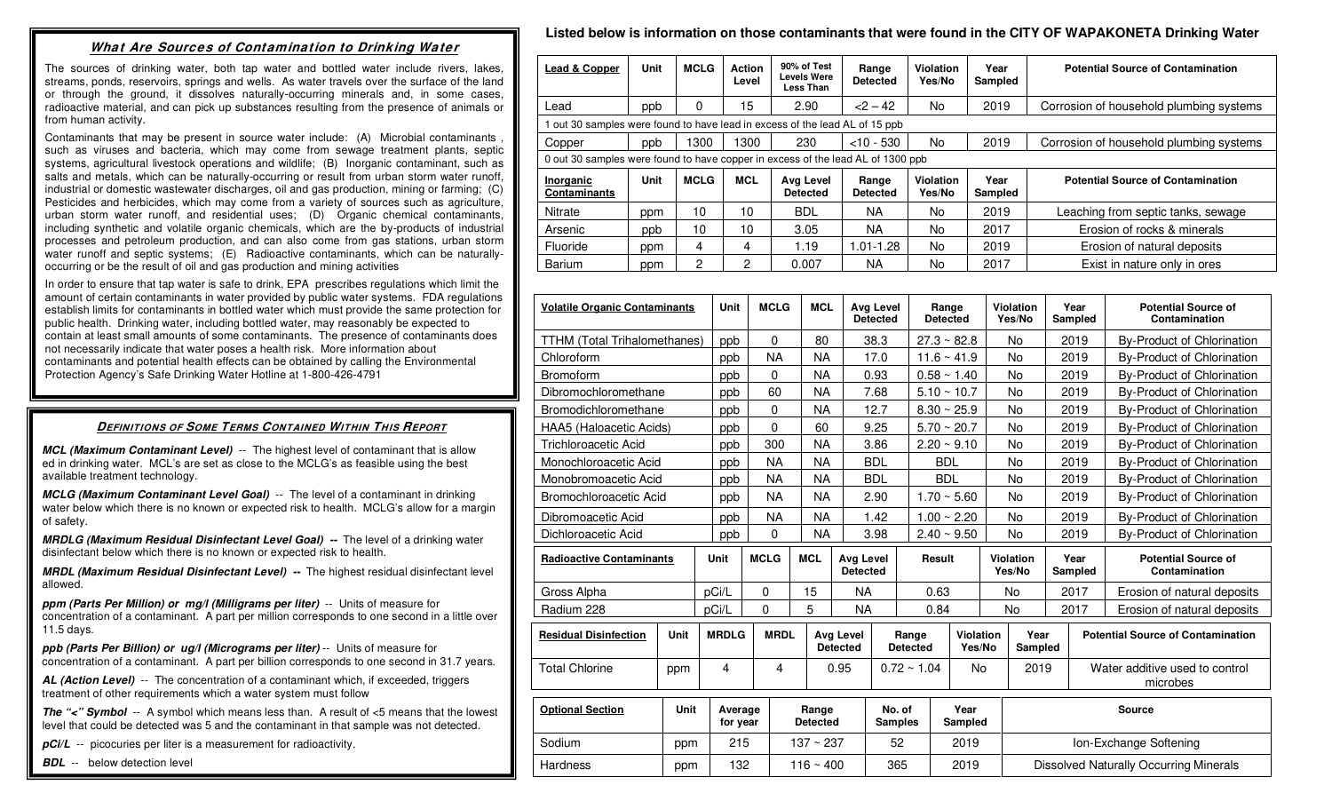## *What Are Sources of Contamination to Drinking Water*

The sources of drinking water, both tap water and bottled water include rivers, lakes, streams, ponds, reservoirs, springs and wells. As water travels over the surface of the land or through the ground, it dissolves naturally-occurring minerals and, in some cases, radioactive material, and can pick up substances resulting from the presence of animals or from human activity.

Contaminants that may be present in source water include: (A) Microbial contaminants , such as viruses and bacteria, which may come from sewage treatment plants, septic systems, agricultural livestock operations and wildlife; (B) Inorganic contaminant, such as salts and metals, which can be naturally-occurring or result from urban storm water runoff, industrial or domestic wastewater discharges, oil and gas production, mining or farming; (C) Pesticides and herbicides, which may come from a variety of sources such as agriculture, urban storm water runoff, and residential uses; (D) Organic chemical contaminants, including synthetic and volatile organic chemicals, which are the by-products of industrial processes and petroleum production, and can also come from gas stations, urban storm water runoff and septic systems; (E) Radioactive contaminants, which can be naturally-occurring or be the result of oil and gas production and mining activities

In order to ensure that tap water is safe to drink, EPA prescribes regulations which limit the amount of certain contaminants in water provided by public water systems. FDA regulations establish limits for contaminants in bottled water which must provide the same protection for public health. Drinking water, including bottled water, may reasonably be expected to contain at least small amounts of some contaminants. The presence of contaminants does not necessarily indicate that water poses a health risk. More information about contaminants and potential health effects can be obtained by calling the Environmental Protection Agency's Safe Drinking Water Hotline at 1-800-426-4791

## *Definitions of Some Terms Contained Within This Report*

***MCL (Maximum Contaminant Level)*** -- The highest level of contaminant that is allow ed in drinking water. MCL's are set as close to the MCLG's as feasible using the best available treatment technology.

***MCLG (Maximum Contaminant Level Goal)*** -- The level of a contaminant in drinking water below which there is no known or expected risk to health. MCLG's allow for a margin of safety.

***MRDLG (Maximum Residual Disinfectant Level Goal) --*** The level of a drinking water disinfectant below which there is no known or expected risk to health.

***MRDL (Maximum Residual Disinfectant Level) --*** The highest residual disinfectant level allowed.

***ppm (Parts Per Million) or mg/l (Milligrams per liter)*** -- Units of measure for concentration of a contaminant. A part per million corresponds to one second in a little over 11.5 days.

***ppb (Parts Per Billion) or ug/l (Micrograms per liter)*** -- Units of measure for concentration of a contaminant. A part per billion corresponds to one second in 31.7 years.

***AL (Action Level)*** -- The concentration of a contaminant which, if exceeded, triggers treatment of other requirements which a water system must follow

***The "<" Symbol*** -- A symbol which means less than. A result of <5 means that the lowest level that could be detected was 5 and the contaminant in that sample was not detected.

***pCi/L*** -- picocuries per liter is a measurement for radioactivity.

***BDL*** -- below detection level

**Listed below is information on those contaminants that were found in the CITY OF WAPAKONETA Drinking Water**

| Lead & Copper | Unit | MCLG | Action Level | 90% of Test Levels Were Less Than | Range Detected | Violation Yes/No | Year Sampled | Potential Source of Contamination |
|---|---|---|---|---|---|---|---|---|
| Lead | ppb | 0 | 15 | 2.90 | <2 – 42 | No | 2019 | Corrosion of household plumbing systems |
| 1 out 30 samples were found to have lead in excess of the lead AL of 15 ppb | | | | | | | | |
| Copper | ppb | 1300 | 1300 | 230 | <10 - 530 | No | 2019 | Corrosion of household plumbing systems |
| 0 out 30 samples were found to have copper in excess of the lead AL of 1300 ppb | | | | | | | | |

| Inorganic Contaminants | Unit | MCLG | MCL | Avg Level Detected | Range Detected | Violation Yes/No | Year Sampled | Potential Source of Contamination |
|---|---|---|---|---|---|---|---|---|
| Nitrate | ppm | 10 | 10 | BDL | NA | No | 2019 | Leaching from septic tanks, sewage |
| Arsenic | ppb | 10 | 10 | 3.05 | NA | No | 2017 | Erosion of rocks & minerals |
| Fluoride | ppm | 4 | 4 | 1.19 | 1.01-1.28 | No | 2019 | Erosion of natural deposits |
| Barium | ppm | 2 | 2 | 0.007 | NA | No | 2017 | Exist in nature only in ores |

| Volatile Organic Contaminants | Unit | MCLG | MCL | Avg Level Detected | Range Detected | Violation Yes/No | Year Sampled | Potential Source of Contamination |
|---|---|---|---|---|---|---|---|---|
| TTHM (Total Trihalomethanes) | ppb | 0 | 80 | 38.3 | 27.3 ~ 82.8 | No | 2019 | By-Product of Chlorination |
| Chloroform | ppb | NA | NA | 17.0 | 11.6 ~ 41.9 | No | 2019 | By-Product of Chlorination |
| Bromoform | ppb | 0 | NA | 0.93 | 0.58 ~ 1.40 | No | 2019 | By-Product of Chlorination |
| Dibromochloromethane | ppb | 60 | NA | 7.68 | 5.10 ~ 10.7 | No | 2019 | By-Product of Chlorination |
| Bromodichloromethane | ppb | 0 | NA | 12.7 | 8.30 ~ 25.9 | No | 2019 | By-Product of Chlorination |
| HAA5 (Haloacetic Acids) | ppb | 0 | 60 | 9.25 | 5.70 ~ 20.7 | No | 2019 | By-Product of Chlorination |
| Trichloroacetic Acid | ppb | 300 | NA | 3.86 | 2.20 ~ 9.10 | No | 2019 | By-Product of Chlorination |
| Monochloroacetic Acid | ppb | NA | NA | BDL | BDL | No | 2019 | By-Product of Chlorination |
| Monobromoacetic Acid | ppb | NA | NA | BDL | BDL | No | 2019 | By-Product of Chlorination |
| Bromochloroacetic Acid | ppb | NA | NA | 2.90 | 1.70 ~ 5.60 | No | 2019 | By-Product of Chlorination |
| Dibromoacetic Acid | ppb | NA | NA | 1.42 | 1.00 ~ 2.20 | No | 2019 | By-Product of Chlorination |
| Dichloroacetic Acid | ppb | 0 | NA | 3.98 | 2.40 ~ 9.50 | No | 2019 | By-Product of Chlorination |

| Radioactive Contaminants | Unit | MCLG | MCL | Avg Level Detected | Result | Violation Yes/No | Year Sampled | Potential Source of Contamination |
|---|---|---|---|---|---|---|---|---|
| Gross Alpha | pCi/L | 0 | 15 | NA | 0.63 | No | 2017 | Erosion of natural deposits |
| Radium 228 | pCi/L | 0 | 5 | NA | 0.84 | No | 2017 | Erosion of natural deposits |

| Residual Disinfection | Unit | MRDLG | MRDL | Avg Level Detected | Range Detected | Violation Yes/No | Year Sampled | Potential Source of Contamination |
|---|---|---|---|---|---|---|---|---|
| Total Chlorine | ppm | 4 | 4 | 0.95 | 0.72 ~ 1.04 | No | 2019 | Water additive used to control microbes |

| Optional Section | Unit | Average for year | Range Detected | No. of Samples | Year Sampled | Source |
|---|---|---|---|---|---|---|
| Sodium | ppm | 215 | 137 ~ 237 | 52 | 2019 | Ion-Exchange Softening |
| Hardness | ppm | 132 | 116 ~ 400 | 365 | 2019 | Dissolved Naturally Occurring Minerals |